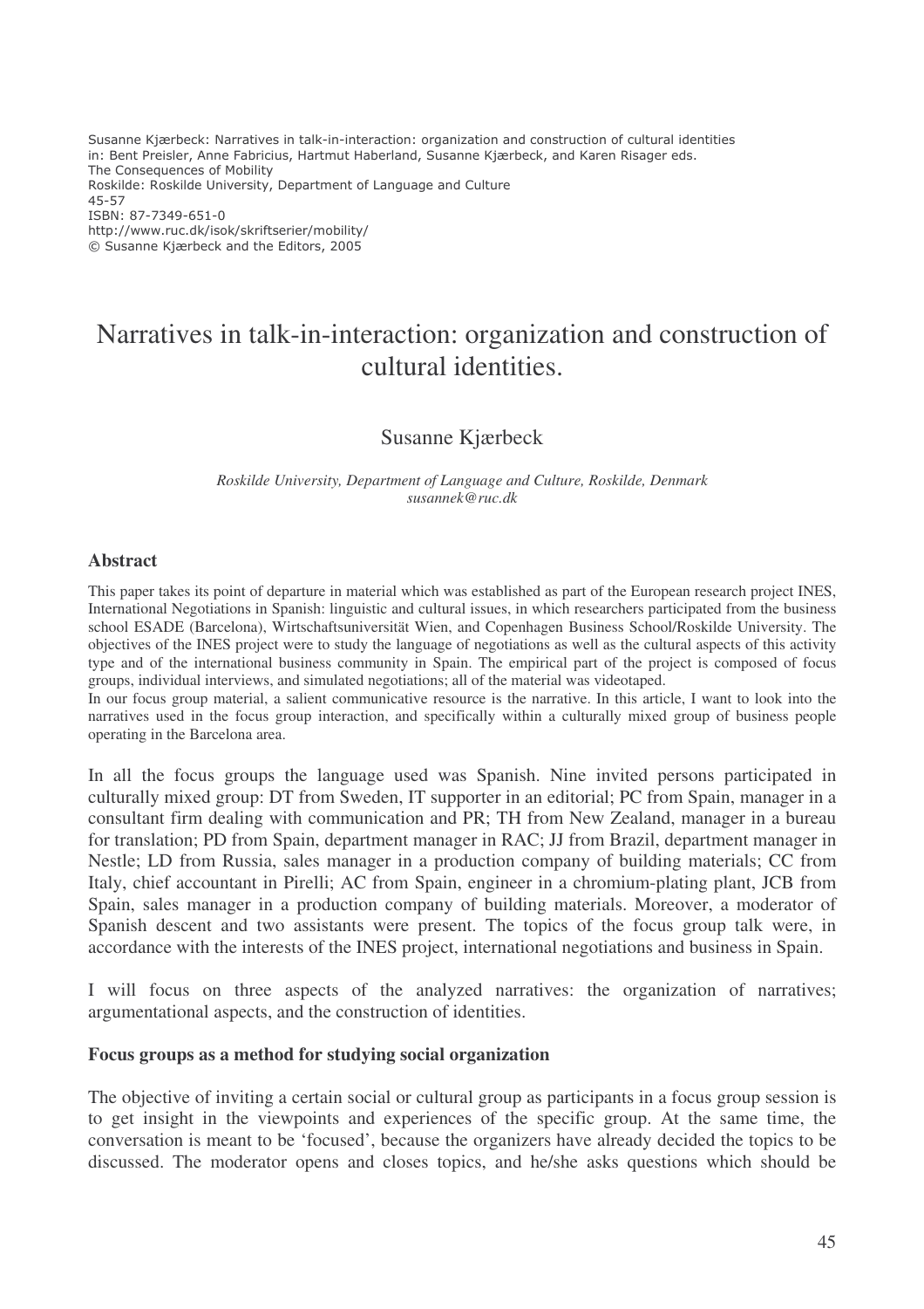Susanne Kjærbeck: Narratives in talk-in-interaction: organization and construction of cultural identities
in: Bent Preisler, Anne Fabricius, Hartmut Haberland, Susanne Kjærbeck, and Karen Risager eds.
The Consequences of Mobility
Roskilde: Roskilde University, Department of Language and Culture
45-57
ISBN: 87-7349-651-0
http://www.ruc.dk/isok/skriftserier/mobility/
© Susanne Kjærbeck and the Editors, 2005

# Narratives in talk-in-interaction: organization and construction of cultural identities.

Susanne Kjærbeck

*Roskilde University, Department of Language and Culture, Roskilde, Denmark*
*susannek@ruc.dk*

## Abstract

This paper takes its point of departure in material which was established as part of the European research project INES, International Negotiations in Spanish: linguistic and cultural issues, in which researchers participated from the business school ESADE (Barcelona), Wirtschaftsuniversität Wien, and Copenhagen Business School/Roskilde University. The objectives of the INES project were to study the language of negotiations as well as the cultural aspects of this activity type and of the international business community in Spain. The empirical part of the project is composed of focus groups, individual interviews, and simulated negotiations; all of the material was videotaped.
In our focus group material, a salient communicative resource is the narrative. In this article, I want to look into the narratives used in the focus group interaction, and specifically within a culturally mixed group of business people operating in the Barcelona area.

In all the focus groups the language used was Spanish. Nine invited persons participated in culturally mixed group: DT from Sweden, IT supporter in an editorial; PC from Spain, manager in a consultant firm dealing with communication and PR; TH from New Zealand, manager in a bureau for translation; PD from Spain, department manager in RAC; JJ from Brazil, department manager in Nestle; LD from Russia, sales manager in a production company of building materials; CC from Italy, chief accountant in Pirelli; AC from Spain, engineer in a chromium-plating plant, JCB from Spain, sales manager in a production company of building materials. Moreover, a moderator of Spanish descent and two assistants were present. The topics of the focus group talk were, in accordance with the interests of the INES project, international negotiations and business in Spain.

I will focus on three aspects of the analyzed narratives: the organization of narratives; argumentational aspects, and the construction of identities.

### Focus groups as a method for studying social organization

The objective of inviting a certain social or cultural group as participants in a focus group session is to get insight in the viewpoints and experiences of the specific group. At the same time, the conversation is meant to be 'focused', because the organizers have already decided the topics to be discussed. The moderator opens and closes topics, and he/she asks questions which should be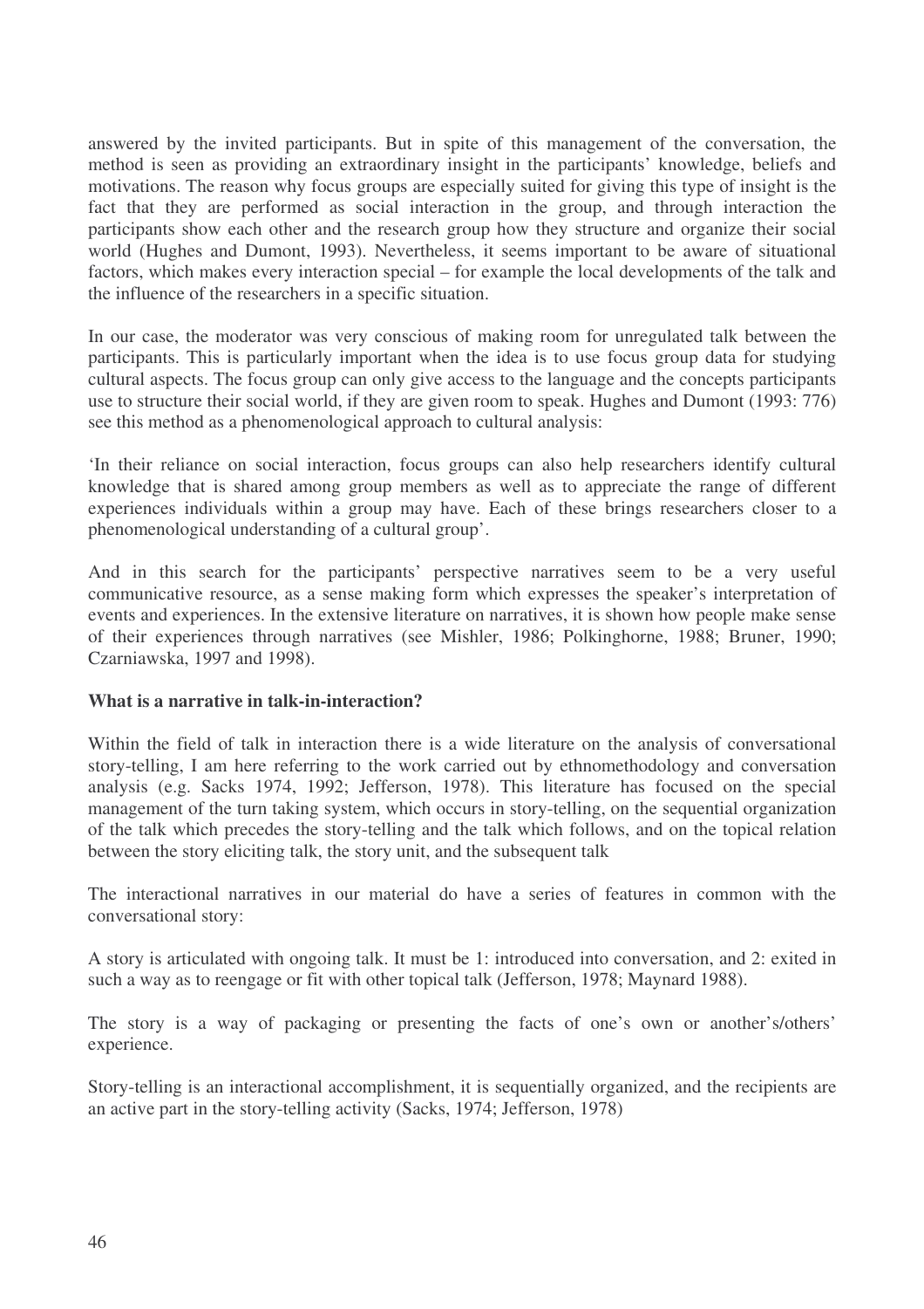answered by the invited participants. But in spite of this management of the conversation, the method is seen as providing an extraordinary insight in the participants' knowledge, beliefs and motivations. The reason why focus groups are especially suited for giving this type of insight is the fact that they are performed as social interaction in the group, and through interaction the participants show each other and the research group how they structure and organize their social world (Hughes and Dumont, 1993). Nevertheless, it seems important to be aware of situational factors, which makes every interaction special – for example the local developments of the talk and the influence of the researchers in a specific situation.

In our case, the moderator was very conscious of making room for unregulated talk between the participants. This is particularly important when the idea is to use focus group data for studying cultural aspects. The focus group can only give access to the language and the concepts participants use to structure their social world, if they are given room to speak. Hughes and Dumont (1993: 776) see this method as a phenomenological approach to cultural analysis:

'In their reliance on social interaction, focus groups can also help researchers identify cultural knowledge that is shared among group members as well as to appreciate the range of different experiences individuals within a group may have. Each of these brings researchers closer to a phenomenological understanding of a cultural group'.

And in this search for the participants' perspective narratives seem to be a very useful communicative resource, as a sense making form which expresses the speaker's interpretation of events and experiences. In the extensive literature on narratives, it is shown how people make sense of their experiences through narratives (see Mishler, 1986; Polkinghorne, 1988; Bruner, 1990; Czarniawska, 1997 and 1998).

**What is a narrative in talk-in-interaction?**

Within the field of talk in interaction there is a wide literature on the analysis of conversational story-telling, I am here referring to the work carried out by ethnomethodology and conversation analysis (e.g. Sacks 1974, 1992; Jefferson, 1978). This literature has focused on the special management of the turn taking system, which occurs in story-telling, on the sequential organization of the talk which precedes the story-telling and the talk which follows, and on the topical relation between the story eliciting talk, the story unit, and the subsequent talk

The interactional narratives in our material do have a series of features in common with the conversational story:

A story is articulated with ongoing talk. It must be 1: introduced into conversation, and 2: exited in such a way as to reengage or fit with other topical talk (Jefferson, 1978; Maynard 1988).

The story is a way of packaging or presenting the facts of one's own or another's/others' experience.

Story-telling is an interactional accomplishment, it is sequentially organized, and the recipients are an active part in the story-telling activity (Sacks, 1974; Jefferson, 1978)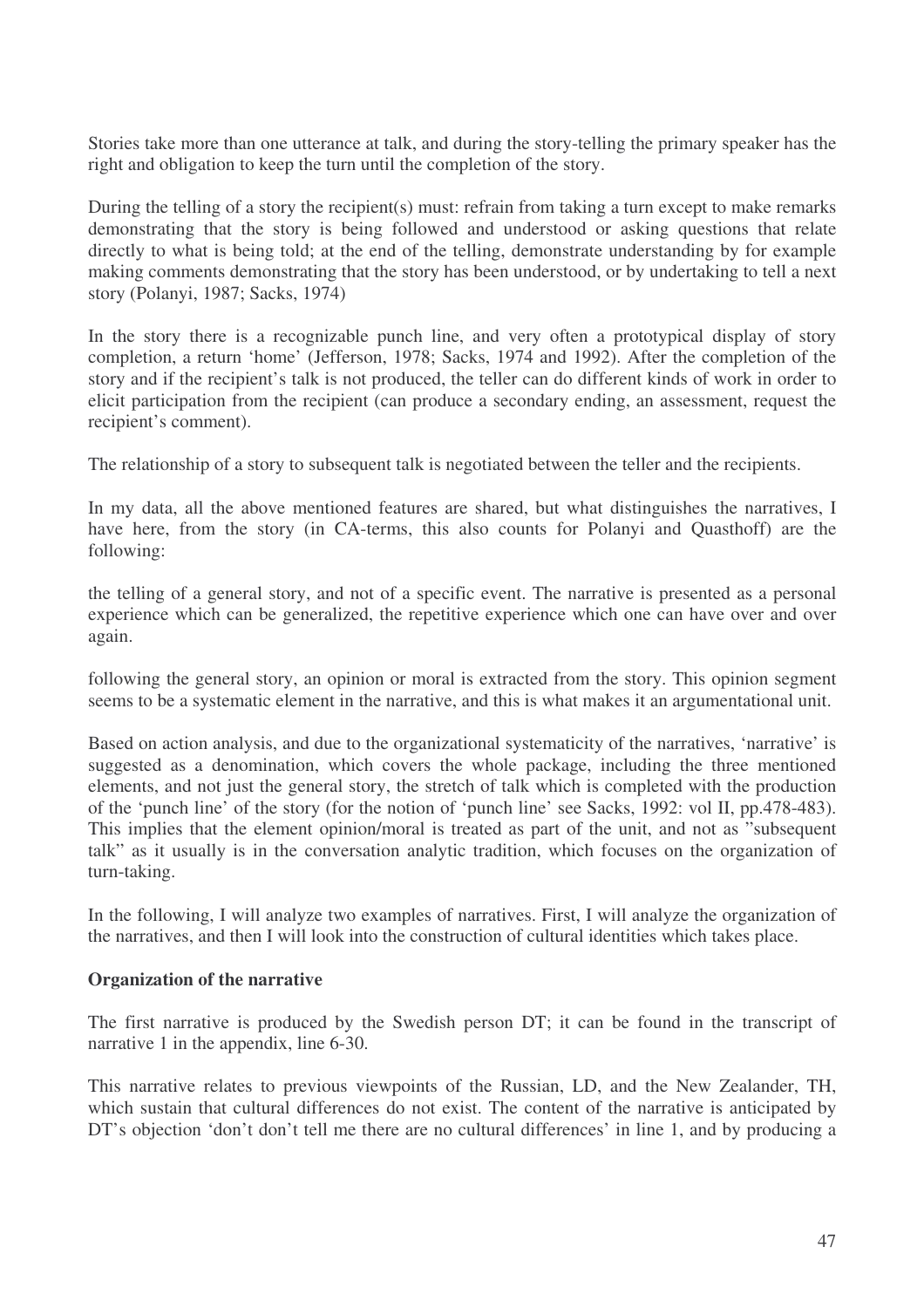Stories take more than one utterance at talk, and during the story-telling the primary speaker has the right and obligation to keep the turn until the completion of the story.

During the telling of a story the recipient(s) must: refrain from taking a turn except to make remarks demonstrating that the story is being followed and understood or asking questions that relate directly to what is being told; at the end of the telling, demonstrate understanding by for example making comments demonstrating that the story has been understood, or by undertaking to tell a next story (Polanyi, 1987; Sacks, 1974)

In the story there is a recognizable punch line, and very often a prototypical display of story completion, a return 'home' (Jefferson, 1978; Sacks, 1974 and 1992). After the completion of the story and if the recipient's talk is not produced, the teller can do different kinds of work in order to elicit participation from the recipient (can produce a secondary ending, an assessment, request the recipient's comment).

The relationship of a story to subsequent talk is negotiated between the teller and the recipients.

In my data, all the above mentioned features are shared, but what distinguishes the narratives, I have here, from the story (in CA-terms, this also counts for Polanyi and Quasthoff) are the following:

the telling of a general story, and not of a specific event. The narrative is presented as a personal experience which can be generalized, the repetitive experience which one can have over and over again.

following the general story, an opinion or moral is extracted from the story. This opinion segment seems to be a systematic element in the narrative, and this is what makes it an argumentational unit.

Based on action analysis, and due to the organizational systematicity of the narratives, 'narrative' is suggested as a denomination, which covers the whole package, including the three mentioned elements, and not just the general story, the stretch of talk which is completed with the production of the 'punch line' of the story (for the notion of 'punch line' see Sacks, 1992: vol II, pp.478-483). This implies that the element opinion/moral is treated as part of the unit, and not as "subsequent talk" as it usually is in the conversation analytic tradition, which focuses on the organization of turn-taking.

In the following, I will analyze two examples of narratives. First, I will analyze the organization of the narratives, and then I will look into the construction of cultural identities which takes place.

**Organization of the narrative**

The first narrative is produced by the Swedish person DT; it can be found in the transcript of narrative 1 in the appendix, line 6-30.

This narrative relates to previous viewpoints of the Russian, LD, and the New Zealander, TH, which sustain that cultural differences do not exist. The content of the narrative is anticipated by DT's objection 'don't don't tell me there are no cultural differences' in line 1, and by producing a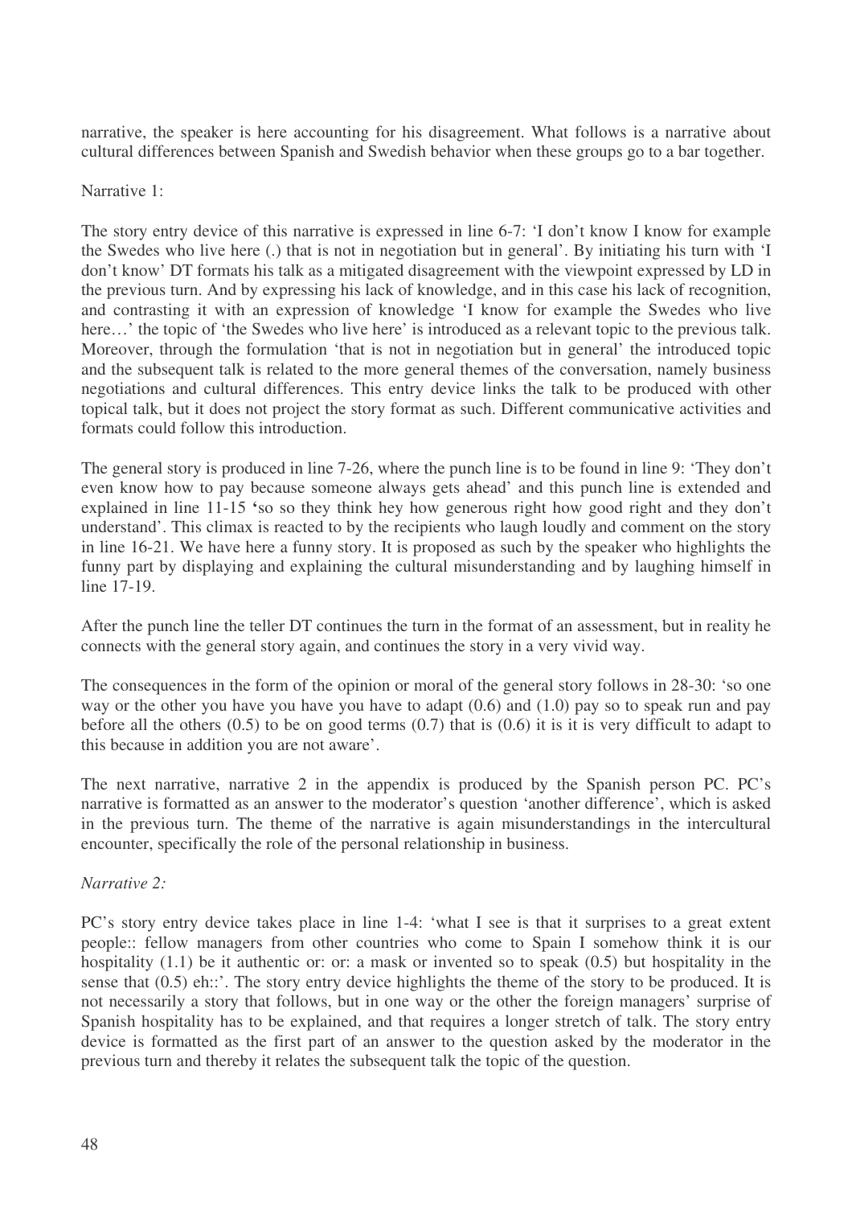narrative, the speaker is here accounting for his disagreement. What follows is a narrative about cultural differences between Spanish and Swedish behavior when these groups go to a bar together.

Narrative 1:

The story entry device of this narrative is expressed in line 6-7: 'I don't know I know for example the Swedes who live here (.) that is not in negotiation but in general'. By initiating his turn with 'I don't know' DT formats his talk as a mitigated disagreement with the viewpoint expressed by LD in the previous turn. And by expressing his lack of knowledge, and in this case his lack of recognition, and contrasting it with an expression of knowledge 'I know for example the Swedes who live here…' the topic of 'the Swedes who live here' is introduced as a relevant topic to the previous talk. Moreover, through the formulation 'that is not in negotiation but in general' the introduced topic and the subsequent talk is related to the more general themes of the conversation, namely business negotiations and cultural differences. This entry device links the talk to be produced with other topical talk, but it does not project the story format as such. Different communicative activities and formats could follow this introduction.

The general story is produced in line 7-26, where the punch line is to be found in line 9: 'They don't even know how to pay because someone always gets ahead' and this punch line is extended and explained in line 11-15 'so so they think hey how generous right how good right and they don't understand'. This climax is reacted to by the recipients who laugh loudly and comment on the story in line 16-21. We have here a funny story. It is proposed as such by the speaker who highlights the funny part by displaying and explaining the cultural misunderstanding and by laughing himself in line 17-19.

After the punch line the teller DT continues the turn in the format of an assessment, but in reality he connects with the general story again, and continues the story in a very vivid way.

The consequences in the form of the opinion or moral of the general story follows in 28-30: 'so one way or the other you have you have you have to adapt (0.6) and (1.0) pay so to speak run and pay before all the others (0.5) to be on good terms (0.7) that is (0.6) it is it is very difficult to adapt to this because in addition you are not aware'.

The next narrative, narrative 2 in the appendix is produced by the Spanish person PC. PC's narrative is formatted as an answer to the moderator's question 'another difference', which is asked in the previous turn. The theme of the narrative is again misunderstandings in the intercultural encounter, specifically the role of the personal relationship in business.

*Narrative 2:*

PC's story entry device takes place in line 1-4: 'what I see is that it surprises to a great extent people:: fellow managers from other countries who come to Spain I somehow think it is our hospitality (1.1) be it authentic or: or: a mask or invented so to speak (0.5) but hospitality in the sense that (0.5) eh::'. The story entry device highlights the theme of the story to be produced. It is not necessarily a story that follows, but in one way or the other the foreign managers' surprise of Spanish hospitality has to be explained, and that requires a longer stretch of talk. The story entry device is formatted as the first part of an answer to the question asked by the moderator in the previous turn and thereby it relates the subsequent talk the topic of the question.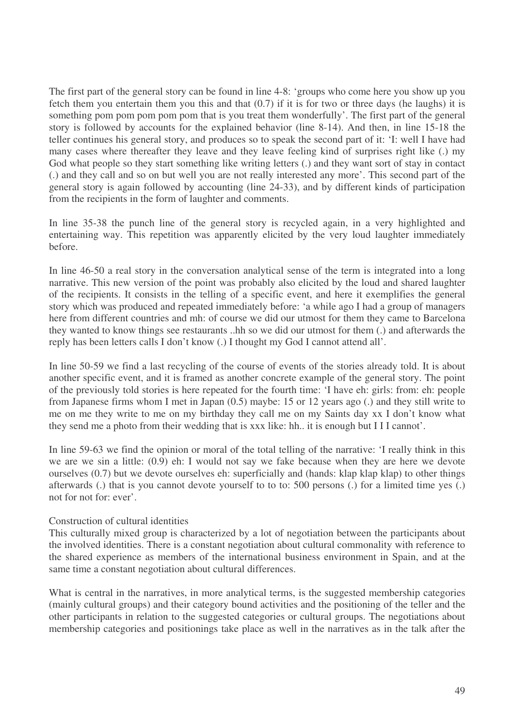The first part of the general story can be found in line 4-8: 'groups who come here you show up you fetch them you entertain them you this and that (0.7) if it is for two or three days (he laughs) it is something pom pom pom pom pom that is you treat them wonderfully'. The first part of the general story is followed by accounts for the explained behavior (line 8-14). And then, in line 15-18 the teller continues his general story, and produces so to speak the second part of it: 'I: well I have had many cases where thereafter they leave and they leave feeling kind of surprises right like (.) my God what people so they start something like writing letters (.) and they want sort of stay in contact (.) and they call and so on but well you are not really interested any more'. This second part of the general story is again followed by accounting (line 24-33), and by different kinds of participation from the recipients in the form of laughter and comments.

In line 35-38 the punch line of the general story is recycled again, in a very highlighted and entertaining way. This repetition was apparently elicited by the very loud laughter immediately before.

In line 46-50 a real story in the conversation analytical sense of the term is integrated into a long narrative. This new version of the point was probably also elicited by the loud and shared laughter of the recipients. It consists in the telling of a specific event, and here it exemplifies the general story which was produced and repeated immediately before: 'a while ago I had a group of managers here from different countries and mh: of course we did our utmost for them they came to Barcelona they wanted to know things see restaurants ..hh so we did our utmost for them (.) and afterwards the reply has been letters calls I don't know (.) I thought my God I cannot attend all'.

In line 50-59 we find a last recycling of the course of events of the stories already told. It is about another specific event, and it is framed as another concrete example of the general story. The point of the previously told stories is here repeated for the fourth time: 'I have eh: girls: from: eh: people from Japanese firms whom I met in Japan (0.5) maybe: 15 or 12 years ago (.) and they still write to me on me they write to me on my birthday they call me on my Saints day xx I don't know what they send me a photo from their wedding that is xxx like: hh.. it is enough but I I I cannot'.

In line 59-63 we find the opinion or moral of the total telling of the narrative: 'I really think in this we are we sin a little: (0.9) eh: I would not say we fake because when they are here we devote ourselves (0.7) but we devote ourselves eh: superficially and (hands: klap klap klap) to other things afterwards (.) that is you cannot devote yourself to to to: 500 persons (.) for a limited time yes (.) not for not for: ever'.

Construction of cultural identities

This culturally mixed group is characterized by a lot of negotiation between the participants about the involved identities. There is a constant negotiation about cultural commonality with reference to the shared experience as members of the international business environment in Spain, and at the same time a constant negotiation about cultural differences.

What is central in the narratives, in more analytical terms, is the suggested membership categories (mainly cultural groups) and their category bound activities and the positioning of the teller and the other participants in relation to the suggested categories or cultural groups. The negotiations about membership categories and positionings take place as well in the narratives as in the talk after the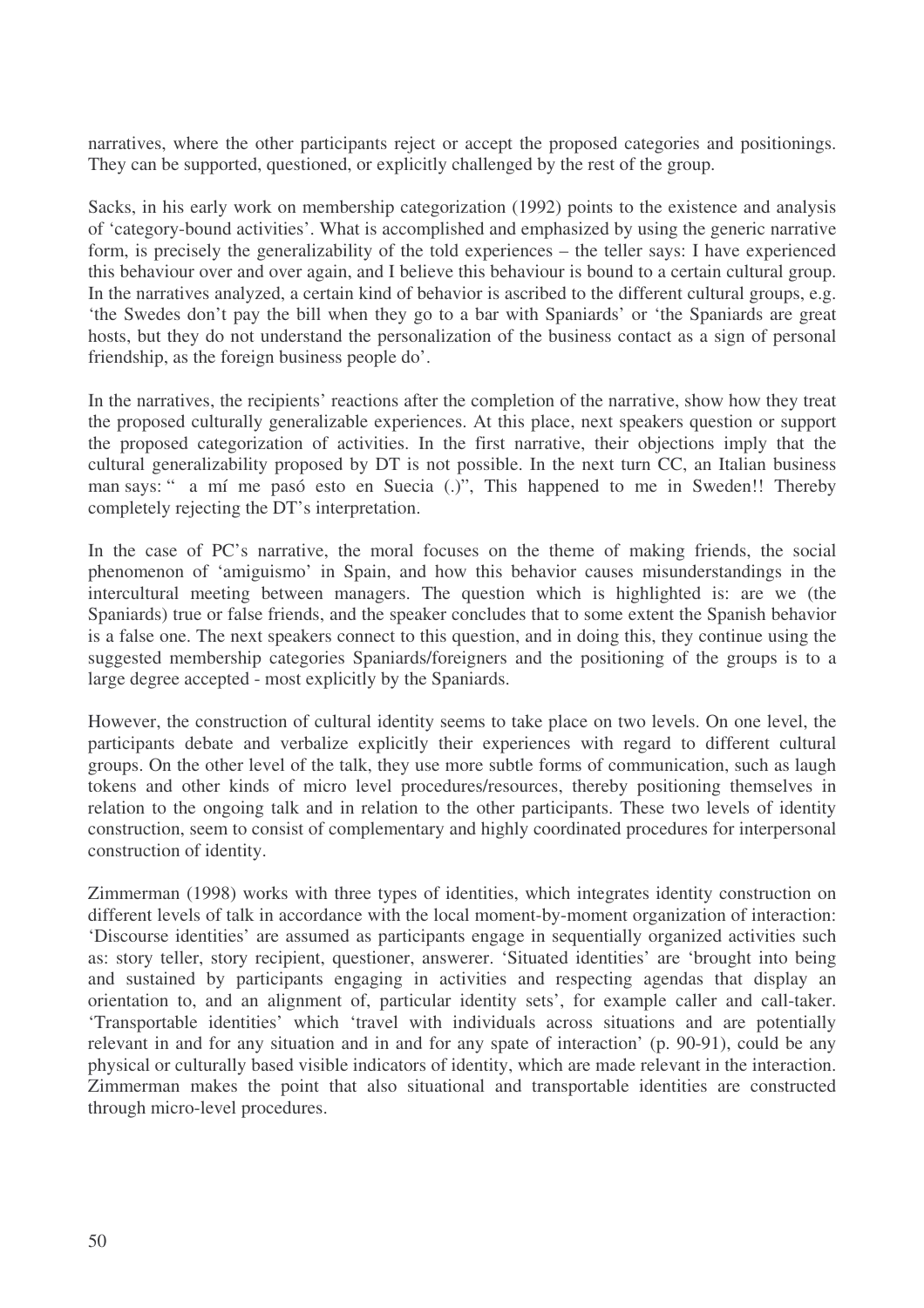narratives, where the other participants reject or accept the proposed categories and positionings. They can be supported, questioned, or explicitly challenged by the rest of the group.

Sacks, in his early work on membership categorization (1992) points to the existence and analysis of 'category-bound activities'. What is accomplished and emphasized by using the generic narrative form, is precisely the generalizability of the told experiences – the teller says: I have experienced this behaviour over and over again, and I believe this behaviour is bound to a certain cultural group. In the narratives analyzed, a certain kind of behavior is ascribed to the different cultural groups, e.g. 'the Swedes don't pay the bill when they go to a bar with Spaniards' or 'the Spaniards are great hosts, but they do not understand the personalization of the business contact as a sign of personal friendship, as the foreign business people do'.

In the narratives, the recipients' reactions after the completion of the narrative, show how they treat the proposed culturally generalizable experiences. At this place, next speakers question or support the proposed categorization of activities. In the first narrative, their objections imply that the cultural generalizability proposed by DT is not possible. In the next turn CC, an Italian business man says: " a mí me pasó esto en Suecia (.)", This happened to me in Sweden!! Thereby completely rejecting the DT's interpretation.

In the case of PC's narrative, the moral focuses on the theme of making friends, the social phenomenon of 'amiguismo' in Spain, and how this behavior causes misunderstandings in the intercultural meeting between managers. The question which is highlighted is: are we (the Spaniards) true or false friends, and the speaker concludes that to some extent the Spanish behavior is a false one. The next speakers connect to this question, and in doing this, they continue using the suggested membership categories Spaniards/foreigners and the positioning of the groups is to a large degree accepted - most explicitly by the Spaniards.

However, the construction of cultural identity seems to take place on two levels. On one level, the participants debate and verbalize explicitly their experiences with regard to different cultural groups. On the other level of the talk, they use more subtle forms of communication, such as laugh tokens and other kinds of micro level procedures/resources, thereby positioning themselves in relation to the ongoing talk and in relation to the other participants. These two levels of identity construction, seem to consist of complementary and highly coordinated procedures for interpersonal construction of identity.

Zimmerman (1998) works with three types of identities, which integrates identity construction on different levels of talk in accordance with the local moment-by-moment organization of interaction: 'Discourse identities' are assumed as participants engage in sequentially organized activities such as: story teller, story recipient, questioner, answerer. 'Situated identities' are 'brought into being and sustained by participants engaging in activities and respecting agendas that display an orientation to, and an alignment of, particular identity sets', for example caller and call-taker. 'Transportable identities' which 'travel with individuals across situations and are potentially relevant in and for any situation and in and for any spate of interaction' (p. 90-91), could be any physical or culturally based visible indicators of identity, which are made relevant in the interaction. Zimmerman makes the point that also situational and transportable identities are constructed through micro-level procedures.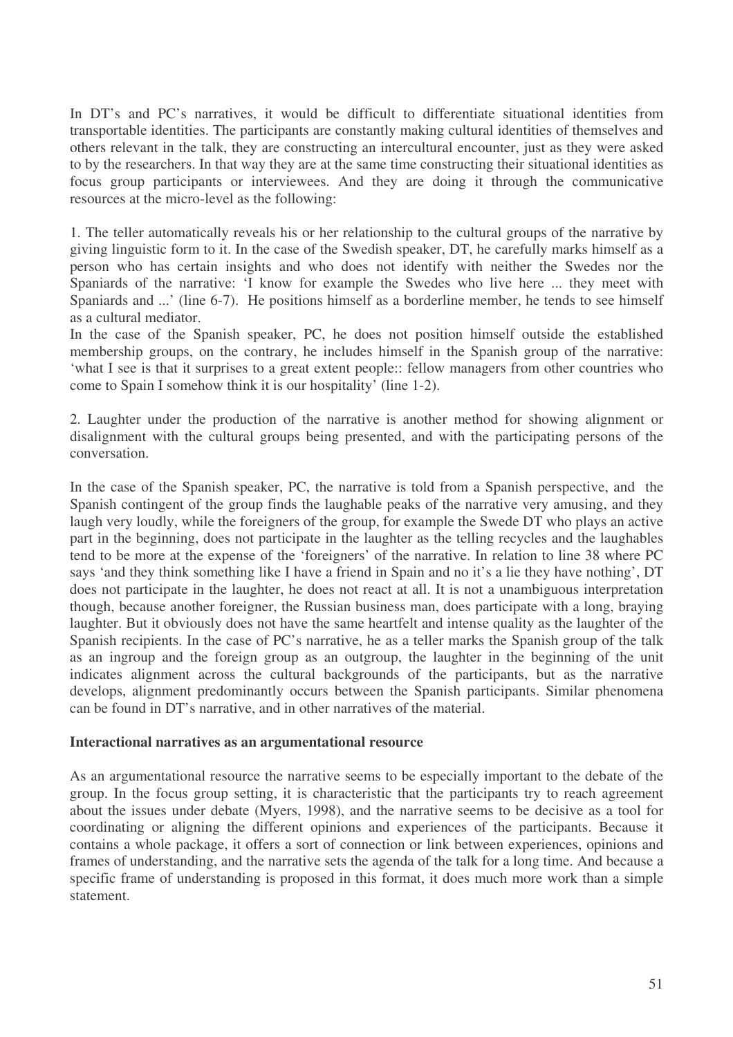In DT's and PC's narratives, it would be difficult to differentiate situational identities from transportable identities. The participants are constantly making cultural identities of themselves and others relevant in the talk, they are constructing an intercultural encounter, just as they were asked to by the researchers. In that way they are at the same time constructing their situational identities as focus group participants or interviewees. And they are doing it through the communicative resources at the micro-level as the following:

1. The teller automatically reveals his or her relationship to the cultural groups of the narrative by giving linguistic form to it. In the case of the Swedish speaker, DT, he carefully marks himself as a person who has certain insights and who does not identify with neither the Swedes nor the Spaniards of the narrative: 'I know for example the Swedes who live here ... they meet with Spaniards and ...' (line 6-7). He positions himself as a borderline member, he tends to see himself as a cultural mediator.
In the case of the Spanish speaker, PC, he does not position himself outside the established membership groups, on the contrary, he includes himself in the Spanish group of the narrative: 'what I see is that it surprises to a great extent people:: fellow managers from other countries who come to Spain I somehow think it is our hospitality' (line 1-2).

2. Laughter under the production of the narrative is another method for showing alignment or disalignment with the cultural groups being presented, and with the participating persons of the conversation.

In the case of the Spanish speaker, PC, the narrative is told from a Spanish perspective, and the Spanish contingent of the group finds the laughable peaks of the narrative very amusing, and they laugh very loudly, while the foreigners of the group, for example the Swede DT who plays an active part in the beginning, does not participate in the laughter as the telling recycles and the laughables tend to be more at the expense of the 'foreigners' of the narrative. In relation to line 38 where PC says 'and they think something like I have a friend in Spain and no it's a lie they have nothing', DT does not participate in the laughter, he does not react at all. It is not a unambiguous interpretation though, because another foreigner, the Russian business man, does participate with a long, braying laughter. But it obviously does not have the same heartfelt and intense quality as the laughter of the Spanish recipients. In the case of PC's narrative, he as a teller marks the Spanish group of the talk as an ingroup and the foreign group as an outgroup, the laughter in the beginning of the unit indicates alignment across the cultural backgrounds of the participants, but as the narrative develops, alignment predominantly occurs between the Spanish participants. Similar phenomena can be found in DT's narrative, and in other narratives of the material.

**Interactional narratives as an argumentational resource**

As an argumentational resource the narrative seems to be especially important to the debate of the group. In the focus group setting, it is characteristic that the participants try to reach agreement about the issues under debate (Myers, 1998), and the narrative seems to be decisive as a tool for coordinating or aligning the different opinions and experiences of the participants. Because it contains a whole package, it offers a sort of connection or link between experiences, opinions and frames of understanding, and the narrative sets the agenda of the talk for a long time. And because a specific frame of understanding is proposed in this format, it does much more work than a simple statement.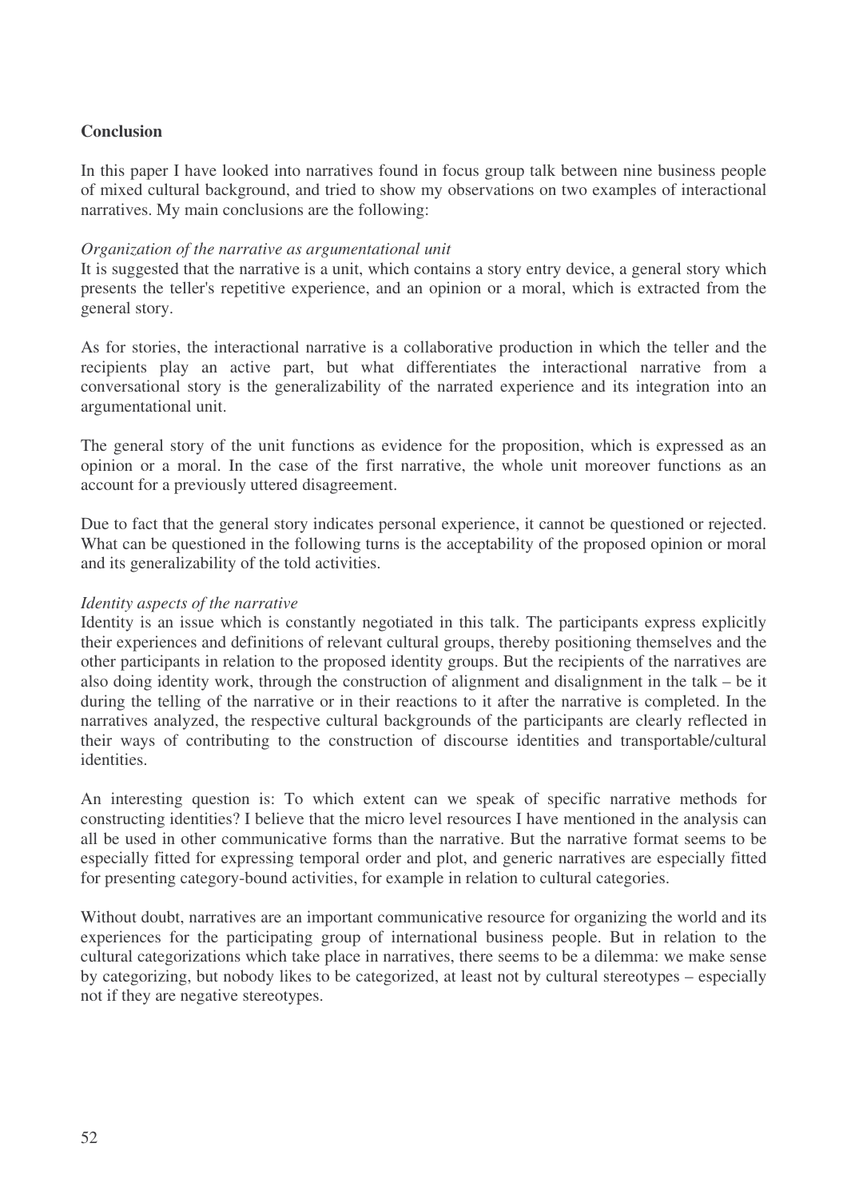## Conclusion

In this paper I have looked into narratives found in focus group talk between nine business people of mixed cultural background, and tried to show my observations on two examples of interactional narratives. My main conclusions are the following:

*Organization of the narrative as argumentational unit*

It is suggested that the narrative is a unit, which contains a story entry device, a general story which presents the teller's repetitive experience, and an opinion or a moral, which is extracted from the general story.

As for stories, the interactional narrative is a collaborative production in which the teller and the recipients play an active part, but what differentiates the interactional narrative from a conversational story is the generalizability of the narrated experience and its integration into an argumentational unit.

The general story of the unit functions as evidence for the proposition, which is expressed as an opinion or a moral. In the case of the first narrative, the whole unit moreover functions as an account for a previously uttered disagreement.

Due to fact that the general story indicates personal experience, it cannot be questioned or rejected. What can be questioned in the following turns is the acceptability of the proposed opinion or moral and its generalizability of the told activities.

*Identity aspects of the narrative*

Identity is an issue which is constantly negotiated in this talk. The participants express explicitly their experiences and definitions of relevant cultural groups, thereby positioning themselves and the other participants in relation to the proposed identity groups. But the recipients of the narratives are also doing identity work, through the construction of alignment and disalignment in the talk – be it during the telling of the narrative or in their reactions to it after the narrative is completed. In the narratives analyzed, the respective cultural backgrounds of the participants are clearly reflected in their ways of contributing to the construction of discourse identities and transportable/cultural identities.

An interesting question is: To which extent can we speak of specific narrative methods for constructing identities? I believe that the micro level resources I have mentioned in the analysis can all be used in other communicative forms than the narrative. But the narrative format seems to be especially fitted for expressing temporal order and plot, and generic narratives are especially fitted for presenting category-bound activities, for example in relation to cultural categories.

Without doubt, narratives are an important communicative resource for organizing the world and its experiences for the participating group of international business people. But in relation to the cultural categorizations which take place in narratives, there seems to be a dilemma: we make sense by categorizing, but nobody likes to be categorized, at least not by cultural stereotypes – especially not if they are negative stereotypes.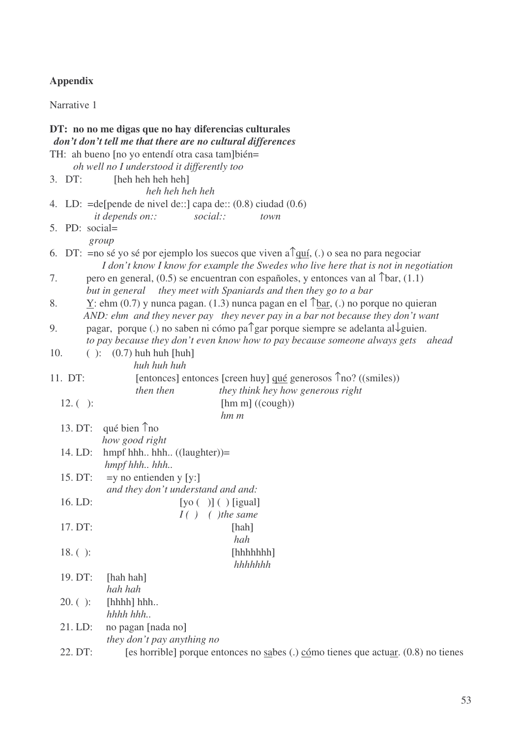**Appendix**

Narrative 1

**DT: no no me digas que no hay diferencias culturales**
***don't don't tell me that there are no cultural differences***

TH: ah bueno [no yo entendí otra casa tam]bién=
*oh well no I understood it differently too*

3. DT: [heh heh heh heh]
*heh heh heh heh*

4. LD: =de[pende de nivel de::] capa de:: (0.8) ciudad (0.6)
*it depends on:: social:: town*

5. PD: social=
*group*

6. DT: =no sé yo sé por ejemplo los suecos que viven a↑<u>quí</u>, (.) o sea no para negociar
*I don't know I know for example the Swedes who live here that is not in negotiation*

7. pero en general, (0.5) se encuentran con españoles, y entonces van al ↑bar, (1.1)
*but in general they meet with Spaniards and then they go to a bar*

8. <u>Y</u>: ehm (0.7) y nunca pagan. (1.3) nunca pagan en el ↑<u>bar</u>, (.) no porque no quieran
*AND: ehm and they never pay they never pay in a bar not because they don't want*

9. pagar, porque (.) no saben ni cómo pa↑gar porque siempre se adelanta al↓guien.
*to pay because they don't even know how to pay because someone always gets ahead*

10. ( ): (0.7) huh huh [huh]
*huh huh huh*

11. DT: [entonces] entonces [creen huy] <u>qué</u> generosos ↑no? ((smiles))
*then then they think hey how generous right*

12. ( ): [hm m] ((cough))
*hm m*

13. DT: qué bien ↑no
*how good right*

14. LD: hmpf hhh.. hhh.. ((laughter))=
*hmpf hhh.. hhh..*

15. DT: =y no entienden y [y:]
*and they don't understand and and:*

16. LD: [yo ( )] ( ) [igual]
*I ( ) ( )the same*

17. DT: [hah]
*hah*

18. ( ): [hhhhhhh]
*hhhhhhh*

19. DT: [hah hah]
*hah hah*

20. ( ): [hhhh] hhh..
*hhhh hhh..*

21. LD: no pagan [nada no]
*they don't pay anything no*

22. DT: [es horrible] porque entonces no <u>sa</u>bes (.) <u>có</u>mo tienes que actu<u>ar</u>. (0.8) no tienes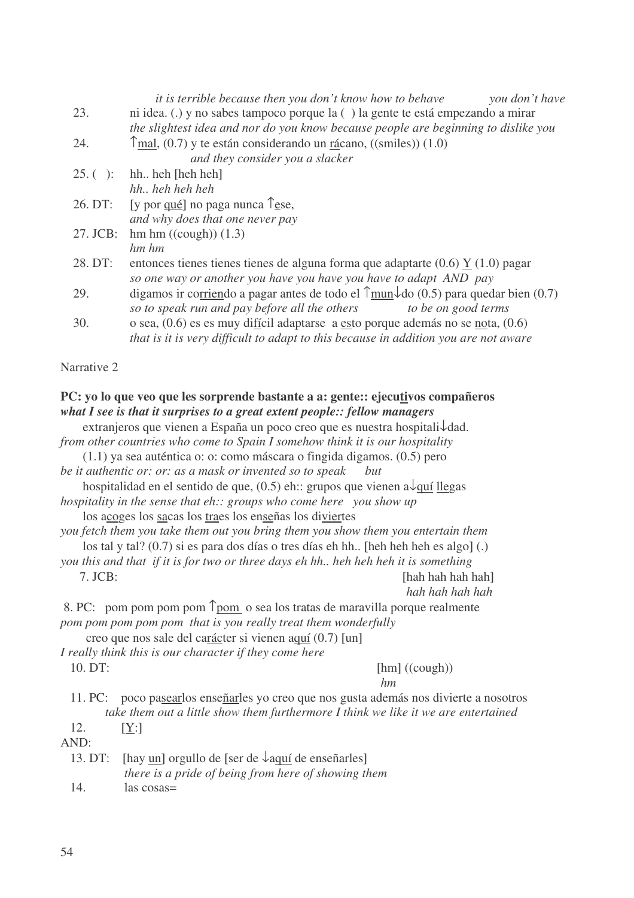*it is terrible because then you don't know how to behave you don't have*

23. ni idea. (.) y no sabes tampoco porque la ( ) la gente te está empezando a mirar
*the slightest idea and nor do you know because people are beginning to dislike you*

24. ↑<u>mal</u>, (0.7) y te están considerando un <u>rá</u>cano, ((smiles)) (1.0)
*and they consider you a slacker*

25. ( ): hh.. heh [heh heh]
*hh.. heh heh heh*

26. DT: [y por <u>qué</u>] no paga nunca ↑<u>e</u>se,
*and why does that one never pay*

27. JCB: hm hm ((cough)) (1.3)
*hm hm*

28. DT: entonces tienes tienes tienes de alguna forma que adaptarte (0.6) <u>Y</u> (1.0) pagar
*so one way or another you have you have you have to adapt AND pay*

29. digamos ir co<u>rrien</u>do a pagar antes de todo el ↑<u>mun</u>↓do (0.5) para quedar bien (0.7)
*so to speak run and pay before all the others to be on good terms*

30. o sea, (0.6) es es muy di<u>fí</u>cil adaptarse a <u>es</u>to porque además no se <u>no</u>ta, (0.6)
*that is it is very difficult to adapt to this because in addition you are not aware*

Narrative 2

**PC: yo lo que veo que les sorprende bastante a a: gente:: ejecu<u>ti</u>vos compañeros**
***what I see is that it surprises to a great extent people:: fellow managers***

extranjeros que vienen a España un poco creo que es nuestra hospitali↓dad.
*from other countries who come to Spain I somehow think it is our hospitality*

(1.1) ya sea auténtica o: o: como máscara o fingida digamos. (0.5) pero
*be it authentic or: or: as a mask or invented so to speak but*

hospitalidad en el sentido de que, (0.5) eh:: grupos que vienen a↓<u>quí</u> <u>lleg</u>as
*hospitality in the sense that eh:: groups who come here you show up*

los a<u>co</u>ges los <u>sa</u>cas los <u>tra</u>es los en<u>se</u>ñas los di<u>vier</u>tes
*you fetch them you take them out you bring them you show them you entertain them*

los tal y tal? (0.7) si es para dos días o tres días eh hh.. [heh heh heh es algo] (.)
*you this and that if it is for two or three days eh hh.. heh heh heh it is something*

7. JCB: [hah hah hah hah]
*hah hah hah hah*

8. PC: pom pom pom pom ↑<u>pom</u> o sea los tratas de maravilla porque realmente
*pom pom pom pom pom that is you really treat them wonderfully*

creo que nos sale del ca<u>rác</u>ter si vienen a<u>quí</u> (0.7) [un]
*I really think this is our character if they come here*

10. DT: [hm] ((cough))
*hm*

11. PC: poco pa<u>sear</u>los ense<u>ñar</u>les yo creo que nos gusta además nos divierte a nosotros
*take them out a little show them furthermore I think we like it we are entertained*

12. [<u>Y</u>:]
AND:

13. DT: [hay <u>un</u>] orgullo de [ser de ↓<u>a</u>quí de enseñarles]
*there is a pride of being from here of showing them*

14. las cosas=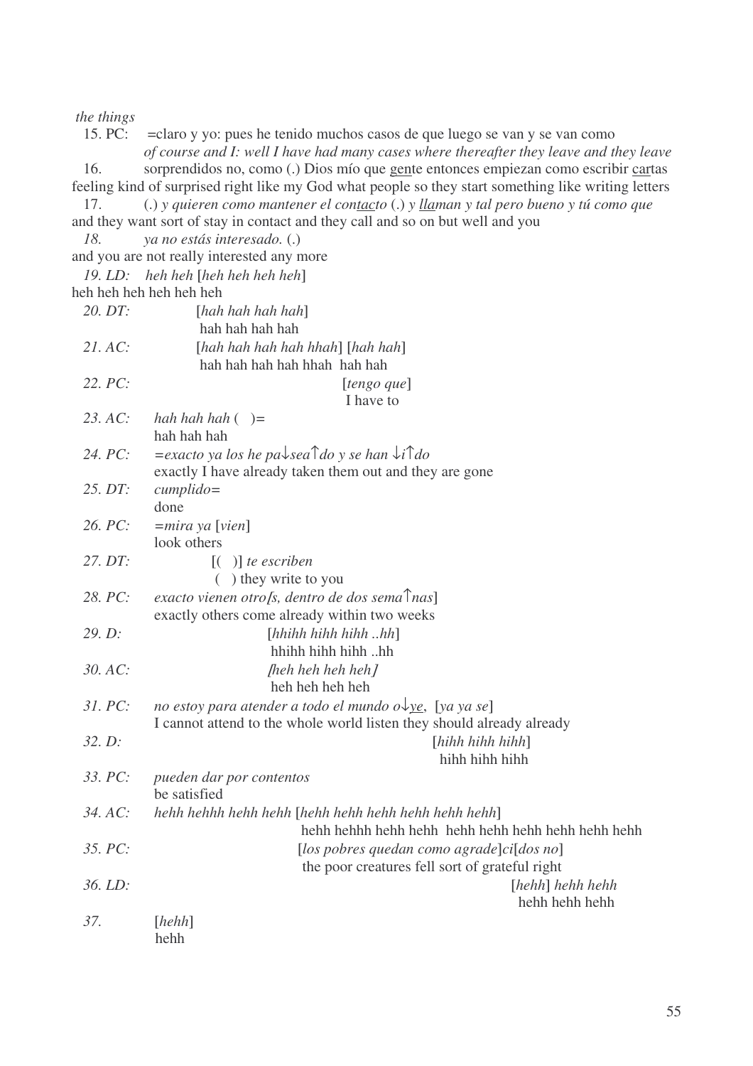*the things*

15. PC: =claro y yo: pues he tenido muchos casos de que luego se van y se van como
*of course and I: well I have had many cases where thereafter they leave and they leave*

16. sorprendidos no, como (.) Dios mío que gente entonces empiezan como escribir cartas
feeling kind of surprised right like my God what people so they start something like writing letters

17. (.) *y quieren como mantener el contacto* (.) *y llaman y tal pero bueno y tú como que*
and they want sort of stay in contact and they call and so on but well and you

*18. ya no estás interesado.* (.)
and you are not really interested any more

*19. LD: heh heh* [*heh heh heh heh*]
heh heh heh heh heh heh

*20. DT:* [*hah hah hah hah*]
hah hah hah hah

*21. AC:* [*hah hah hah hah hhah*] [*hah hah*]
hah hah hah hah hhah hah hah

*22. PC:* [*tengo que*]
I have to

*23. AC: hah hah hah* ( )=
hah hah hah

*24. PC: =exacto ya los he pa↓sea↑do y se han ↓i↑do*
exactly I have already taken them out and they are gone

*25. DT: cumplido=*
done

*26. PC: =mira ya* [*vien*]
look others

*27. DT:* [( )] *te escriben*
( ) they write to you

*28. PC: exacto vienen otro[s, dentro de dos sema↑nas*]
exactly others come already within two weeks

*29. D:* [*hhihh hihh hihh ..hh*]
hhihh hihh hihh ..hh

*30. AC: [heh heh heh heh]*
heh heh heh heh

*31. PC: no estoy para atender a todo el mundo o↓ye,* [*ya ya se*]
I cannot attend to the whole world listen they should already already

*32. D:* [*hihh hihh hihh*]
hihh hihh hihh

*33. PC: pueden dar por contentos*
be satisfied

*34. AC: hehh hehhh hehh hehh* [*hehh hehh hehh hehh hehh hehh*]
hehh hehhh hehh hehh hehh hehh hehh hehh hehh hehh

*35. PC:* [*los pobres quedan como agrade*]*ci*[*dos no*]
the poor creatures fell sort of grateful right

*36. LD:* [*hehh*] *hehh hehh*
hehh hehh hehh

*37.* [*hehh*]
hehh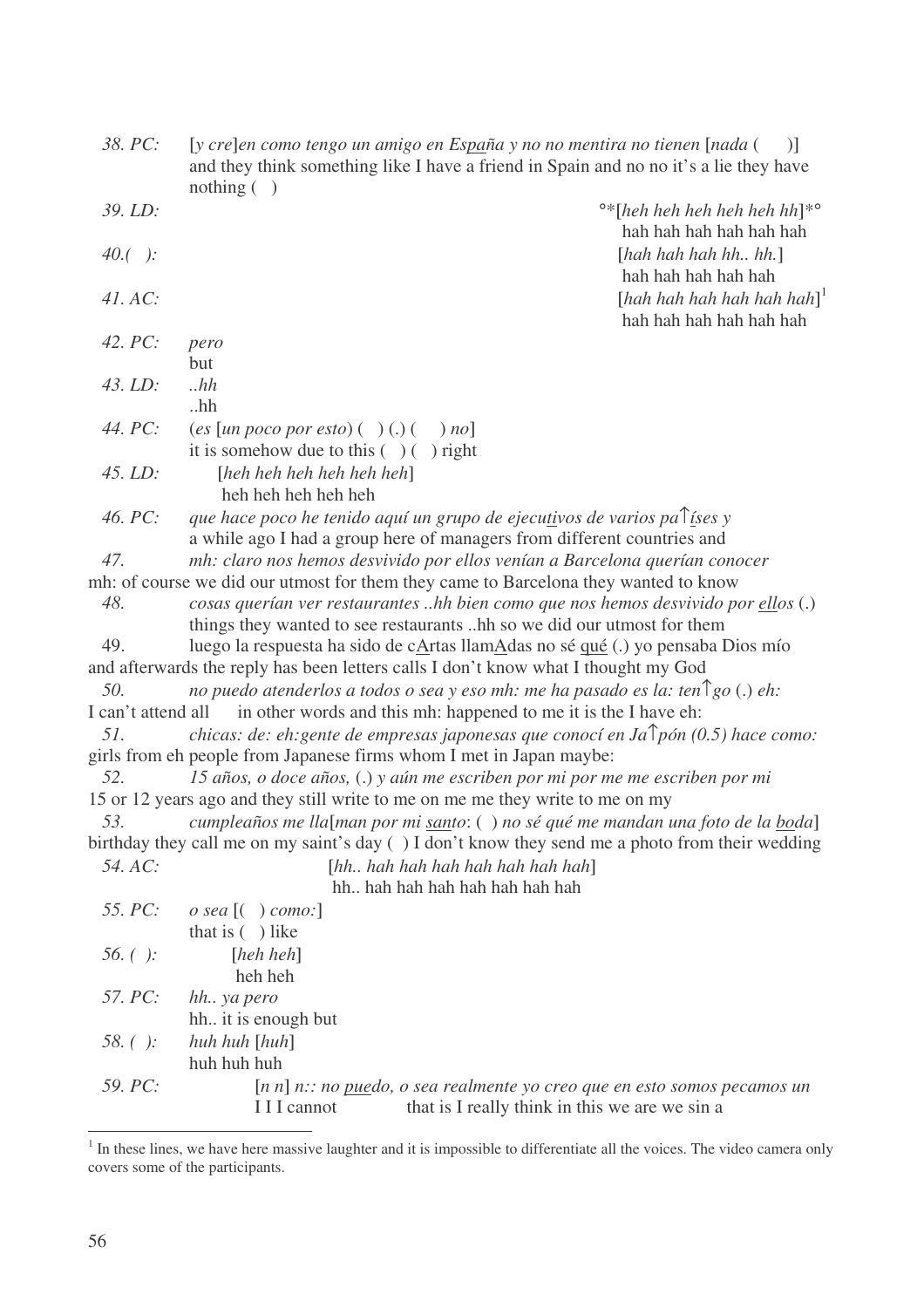38. PC: [*y cre*]*en como tengo un amigo en Es<u>pa</u>ña y no no mentira no tienen* [*nada* (   )]
and they think something like I have a friend in Spain and no no it's a lie they have nothing (   )

39. LD: °*[*heh heh heh heh heh hh*]*°
hah hah hah hah hah hah

40.(   ): [*hah hah hah hh.. hh.*]
hah hah hah hah hah

41. AC: [*hah hah hah hah hah hah*][1]
hah hah hah hah hah hah

42. PC: *pero*
but

43. LD: *..hh*
..hh

44. PC: (*es* [*un poco por esto*) (   ) (.) (   ) *no*]
it is somehow due to this (   ) (   ) right

45. LD: [*heh heh heh heh heh heh*]
heh heh heh heh heh

46. PC: *que hace poco he tenido aquí un grupo de ejecu<u>ti</u>vos de varios pa↑<u>í</u>ses y*
a while ago I had a group here of managers from different countries and

47. *mh: claro nos hemos desvivido por ellos venían a Barcelona querían conocer*
mh: of course we did our utmost for them they came to Barcelona they wanted to know

48. *cosas querían ver restaurantes ..hh bien como que nos hemos desvivido por <u>ellos</u>* (.)
things they wanted to see restaurants ..hh so we did our utmost for them

49. luego la respuesta ha sido de c<u>A</u>rtas llam<u>A</u>das no sé <u>qué</u> (.) yo pensaba Dios mío
and afterwards the reply has been letters calls I don't know what I thought my God

50. *no puedo atenderlos a todos o sea y eso mh: me ha pasado es la: ten↑go (.) eh:*
I can't attend all in other words and this mh: happened to me it is the I have eh:

51. *chicas: de: eh:gente de empresas japonesas que conocí en Ja↑pón (0.5) hace como:*
girls from eh people from Japanese firms whom I met in Japan maybe:

52. *15 años, o doce años,* (.) *y aún me escriben por mi por me me escriben por mi*
15 or 12 years ago and they still write to me on me me they write to me on my

53. *cumpleaños me lla*[*man por mi <u>santo</u>:* (   ) *no sé qué me mandan una foto de la <u>boda</u>*]
birthday they call me on my saint's day (   ) I don't know they send me a photo from their wedding

54. AC: [*hh.. hah hah hah hah hah hah hah*]
hh.. hah hah hah hah hah hah hah

55. PC: *o sea* [(   ) *como:*]
that is (   ) like

56. (   ): [*heh heh*]
heh heh

57. PC: *hh.. ya pero*
hh.. it is enough but

58. (   ): *huh huh* [*huh*]
huh huh huh

59. PC: [*n n*] *n:: no <u>pue</u>do, o sea realmente yo creo que en esto somos pecamos un*
I I I cannot that is I really think in this we are we sin a

---

[1] In these lines, we have here massive laughter and it is impossible to differentiate all the voices. The video camera only covers some of the participants.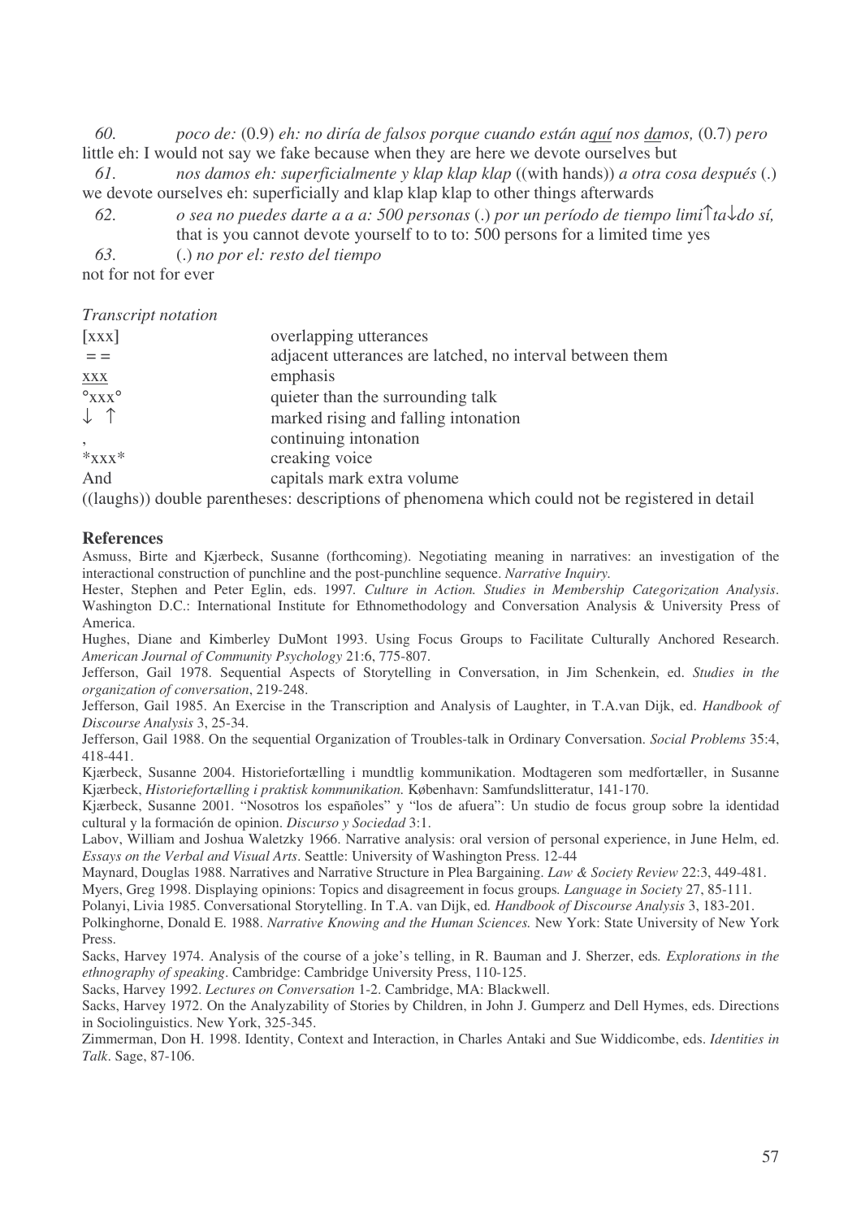60. *poco de:* (0.9) *eh: no diría de falsos porque cuando están aquí nos damos,* (0.7) *pero*
little eh: I would not say we fake because when they are here we devote ourselves but

61. *nos damos eh: superficialmente y klap klap klap* ((with hands)) *a otra cosa después* (.)
we devote ourselves eh: superficially and klap klap klap to other things afterwards

62. *o sea no puedes darte a a a: 500 personas* (.) *por un período de tiempo limi↑ta↓do sí,*
that is you cannot devote yourself to to to: 500 persons for a limited time yes

63. (.) *no por el: resto del tiempo*
not for not for ever

*Transcript notation*

| | |
|---|---|
| [xxx] | overlapping utterances |
| = = | adjacent utterances are latched, no interval between them |
| <u>xxx</u> | emphasis |
| °xxx° | quieter than the surrounding talk |
| ↓ ↑ | marked rising and falling intonation |
| , | continuing intonation |
| *xxx* | creaking voice |
| And | capitals mark extra volume |

((laughs)) double parentheses: descriptions of phenomena which could not be registered in detail

## References

Asmuss, Birte and Kjærbeck, Susanne (forthcoming). Negotiating meaning in narratives: an investigation of the interactional construction of punchline and the post-punchline sequence. *Narrative Inquiry.*

Hester, Stephen and Peter Eglin, eds. 1997. *Culture in Action. Studies in Membership Categorization Analysis*. Washington D.C.: International Institute for Ethnomethodology and Conversation Analysis & University Press of America.

Hughes, Diane and Kimberley DuMont 1993. Using Focus Groups to Facilitate Culturally Anchored Research. *American Journal of Community Psychology* 21:6, 775-807.

Jefferson, Gail 1978. Sequential Aspects of Storytelling in Conversation, in Jim Schenkein, ed. *Studies in the organization of conversation*, 219-248.

Jefferson, Gail 1985. An Exercise in the Transcription and Analysis of Laughter, in T.A.van Dijk, ed. *Handbook of Discourse Analysis* 3, 25-34.

Jefferson, Gail 1988. On the sequential Organization of Troubles-talk in Ordinary Conversation. *Social Problems* 35:4, 418-441.

Kjærbeck, Susanne 2004. Historiefortælling i mundtlig kommunikation. Modtageren som medfortæller, in Susanne Kjærbeck, *Historiefortælling i praktisk kommunikation.* København: Samfundslitteratur, 141-170.

Kjærbeck, Susanne 2001. "Nosotros los españoles" y "los de afuera": Un studio de focus group sobre la identidad cultural y la formación de opinion. *Discurso y Sociedad* 3:1.

Labov, William and Joshua Waletzky 1966. Narrative analysis: oral version of personal experience, in June Helm, ed. *Essays on the Verbal and Visual Arts*. Seattle: University of Washington Press. 12-44

Maynard, Douglas 1988. Narratives and Narrative Structure in Plea Bargaining. *Law & Society Review* 22:3, 449-481.

Myers, Greg 1998. Displaying opinions: Topics and disagreement in focus groups*. Language in Society* 27, 85-111.

Polanyi, Livia 1985. Conversational Storytelling. In T.A. van Dijk, ed*. Handbook of Discourse Analysis* 3, 183-201.

Polkinghorne, Donald E. 1988. *Narrative Knowing and the Human Sciences.* New York: State University of New York Press.

Sacks, Harvey 1974. Analysis of the course of a joke's telling, in R. Bauman and J. Sherzer, eds*. Explorations in the ethnography of speaking*. Cambridge: Cambridge University Press, 110-125.

Sacks, Harvey 1992. *Lectures on Conversation* 1-2. Cambridge, MA: Blackwell.

Sacks, Harvey 1972. On the Analyzability of Stories by Children, in John J. Gumperz and Dell Hymes, eds. Directions in Sociolinguistics. New York, 325-345.

Zimmerman, Don H. 1998. Identity, Context and Interaction, in Charles Antaki and Sue Widdicombe, eds. *Identities in Talk*. Sage, 87-106.